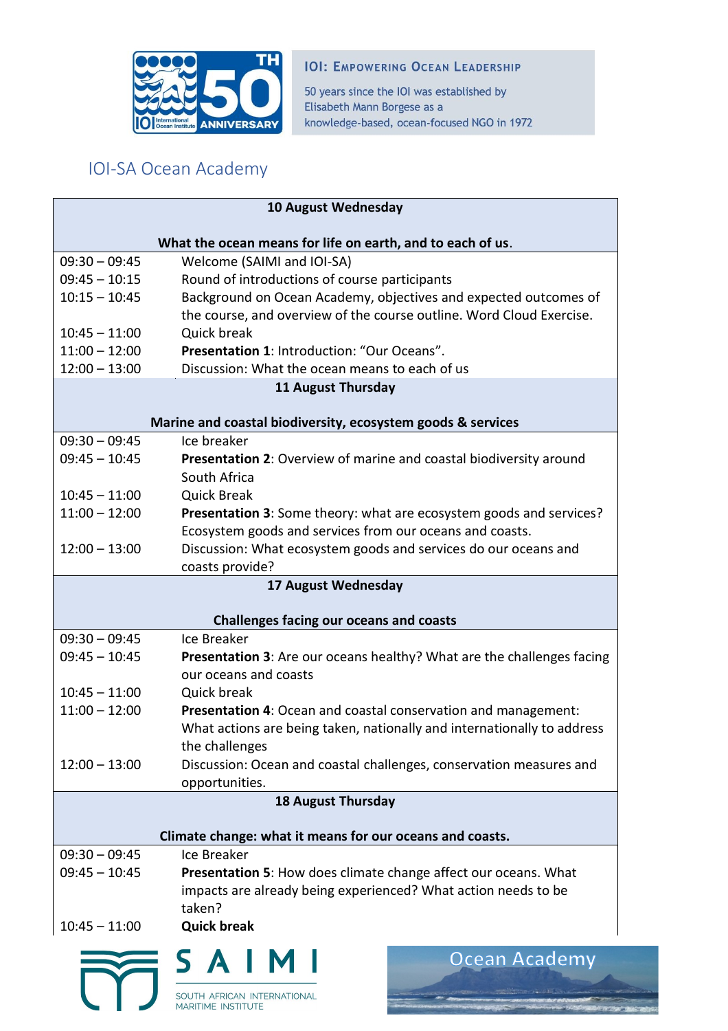**IOI: Empowering Ocean Leadership**

50 years since the IOI was established by Elisabeth Mann Borgese as a knowledge-based, ocean-focused NGO in 1972

# IOI-SA Ocean Academy

| 10 August Wednesday | |
|---|---|
| **What the ocean means for life on earth, and to each of us.** | |
| 09:30 – 09:45 | Welcome (SAIMI and IOI-SA) |
| 09:45 – 10:15 | Round of introductions of course participants |
| 10:15 – 10:45 | Background on Ocean Academy, objectives and expected outcomes of the course, and overview of the course outline. Word Cloud Exercise. |
| 10:45 – 11:00 | Quick break |
| 11:00 – 12:00 | **Presentation 1**: Introduction: "Our Oceans". |
| 12:00 – 13:00 | Discussion: What the ocean means to each of us |
| **11 August Thursday** | |
| **Marine and coastal biodiversity, ecosystem goods & services** | |
| 09:30 – 09:45 | Ice breaker |
| 09:45 – 10:45 | **Presentation 2**: Overview of marine and coastal biodiversity around South Africa |
| 10:45 – 11:00 | Quick Break |
| 11:00 – 12:00 | **Presentation 3**: Some theory: what are ecosystem goods and services? Ecosystem goods and services from our oceans and coasts. |
| 12:00 – 13:00 | Discussion: What ecosystem goods and services do our oceans and coasts provide? |
| **17 August Wednesday** | |
| **Challenges facing our oceans and coasts** | |
| 09:30 – 09:45 | Ice Breaker |
| 09:45 – 10:45 | **Presentation 3**: Are our oceans healthy? What are the challenges facing our oceans and coasts |
| 10:45 – 11:00 | Quick break |
| 11:00 – 12:00 | **Presentation 4**: Ocean and coastal conservation and management: What actions are being taken, nationally and internationally to address the challenges |
| 12:00 – 13:00 | Discussion: Ocean and coastal challenges, conservation measures and opportunities. |
| **18 August Thursday** | |
| **Climate change: what it means for our oceans and coasts.** | |
| 09:30 – 09:45 | Ice Breaker |
| 09:45 – 10:45 | **Presentation 5**: How does climate change affect our oceans. What impacts are already being experienced? What action needs to be taken? |
| 10:45 – 11:00 | **Quick break** |

SAIMI – South African International Maritime Institute

Ocean Academy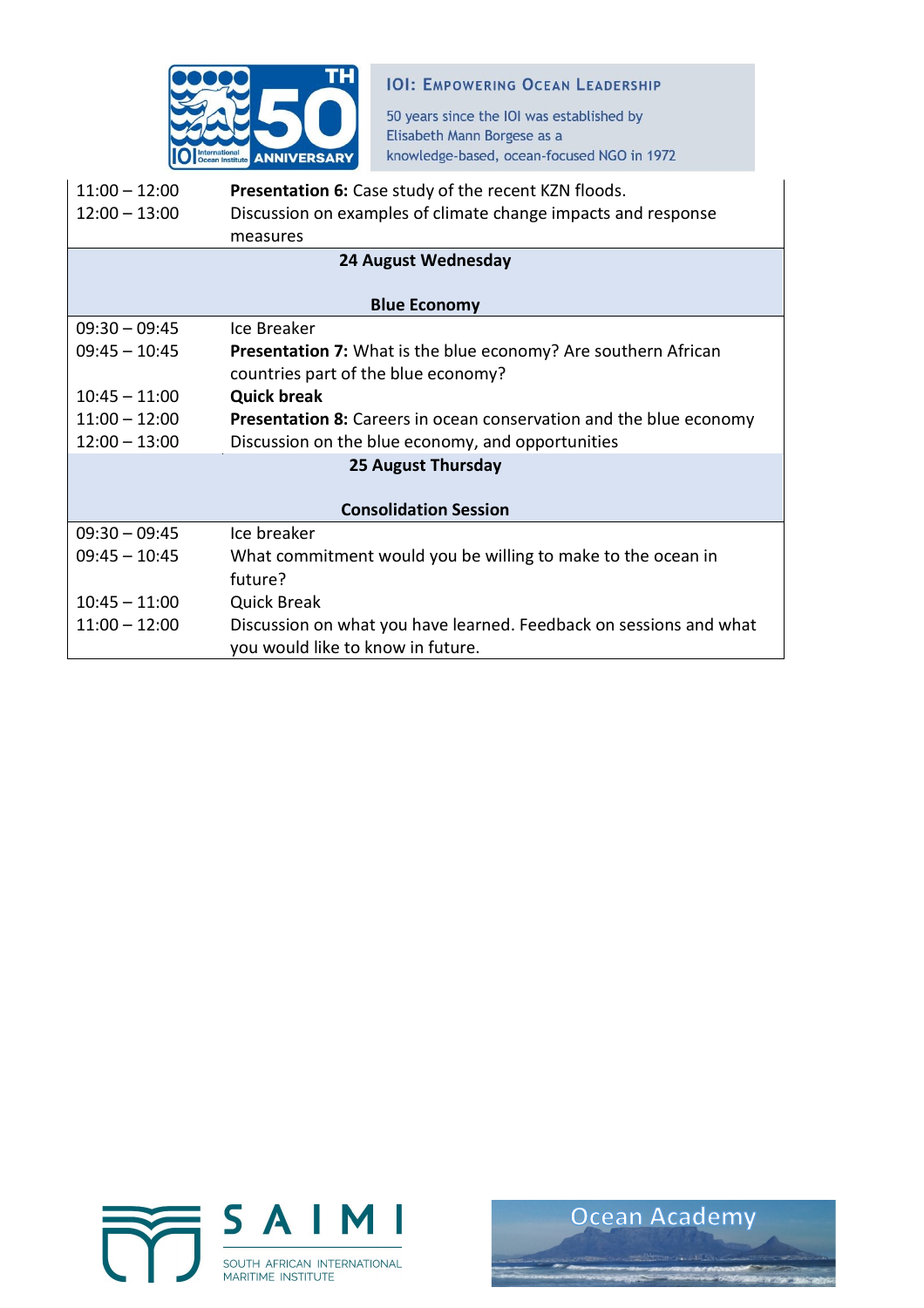**IOI: Empowering Ocean Leadership**

50 years since the IOI was established by Elisabeth Mann Borgese as a knowledge-based, ocean-focused NGO in 1972

| | |
|---|---|
| 11:00 – 12:00 | **Presentation 6:** Case study of the recent KZN floods. |
| 12:00 – 13:00 | Discussion on examples of climate change impacts and response measures |
| **24 August Wednesday** **Blue Economy** | |
| 09:30 – 09:45 | Ice Breaker |
| 09:45 – 10:45 | **Presentation 7:** What is the blue economy? Are southern African countries part of the blue economy? |
| 10:45 – 11:00 | **Quick break** |
| 11:00 – 12:00 | **Presentation 8:** Careers in ocean conservation and the blue economy |
| 12:00 – 13:00 | Discussion on the blue economy, and opportunities |
| **25 August Thursday** **Consolidation Session** | |
| 09:30 – 09:45 | Ice breaker |
| 09:45 – 10:45 | What commitment would you be willing to make to the ocean in future? |
| 10:45 – 11:00 | Quick Break |
| 11:00 – 12:00 | Discussion on what you have learned. Feedback on sessions and what you would like to know in future. |

SAIMI
SOUTH AFRICAN INTERNATIONAL MARITIME INSTITUTE

Ocean Academy